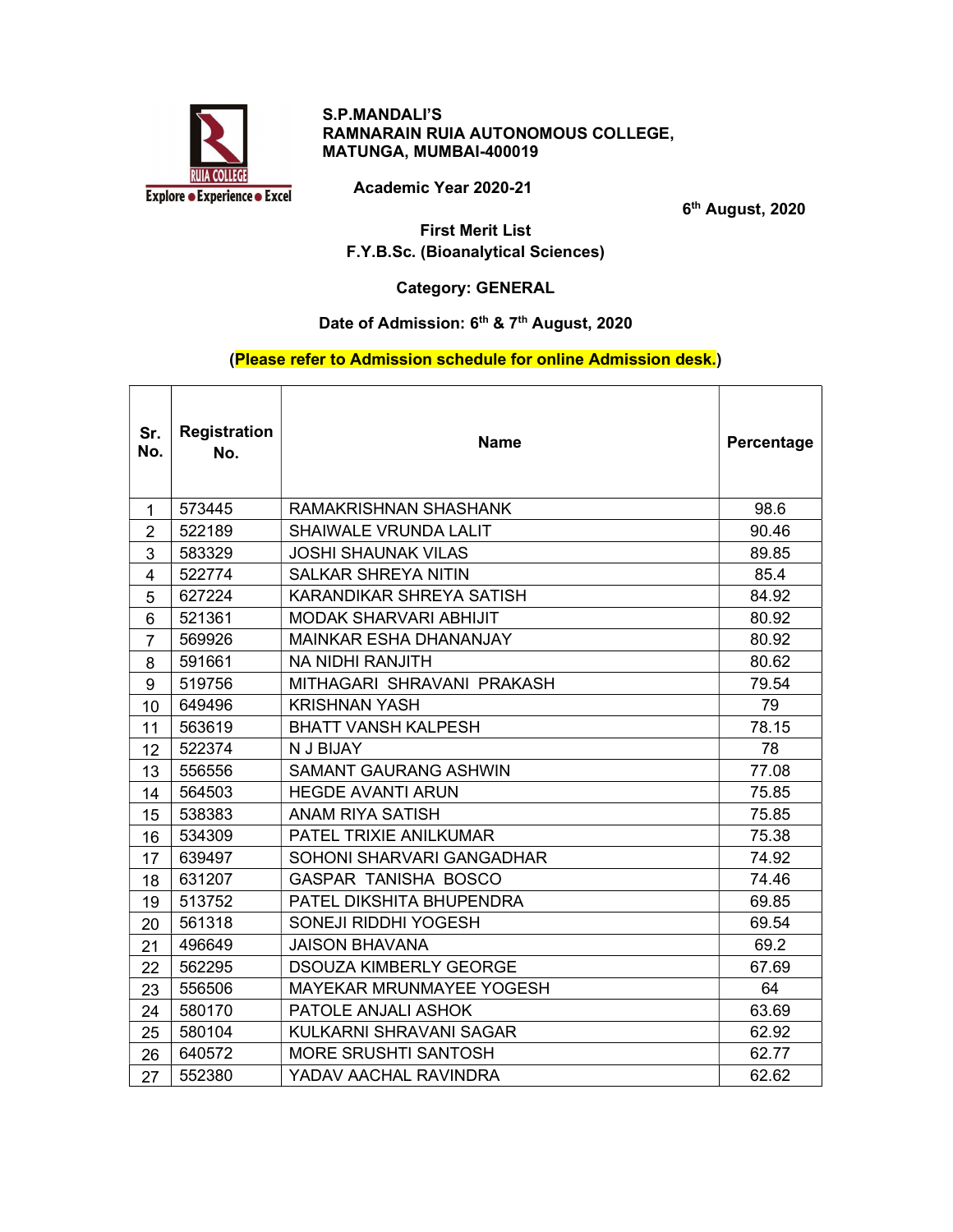**S.P.MANDALI'S**
**RAMNARAIN RUIA AUTONOMOUS COLLEGE,**
**MATUNGA, MUMBAI-400019**

**Academic Year 2020-21**

**6th August, 2020**

**First Merit List**
**F.Y.B.Sc. (Bioanalytical Sciences)**

**Category: GENERAL**

**Date of Admission: 6th & 7th August, 2020**

**(Please refer to Admission schedule for online Admission desk.)**

| Sr. No. | Registration No. | Name | Percentage |
|---|---|---|---|
| 1 | 573445 | RAMAKRISHNAN SHASHANK | 98.6 |
| 2 | 522189 | SHAIWALE VRUNDA LALIT | 90.46 |
| 3 | 583329 | JOSHI SHAUNAK VILAS | 89.85 |
| 4 | 522774 | SALKAR SHREYA NITIN | 85.4 |
| 5 | 627224 | KARANDIKAR SHREYA SATISH | 84.92 |
| 6 | 521361 | MODAK SHARVARI ABHIJIT | 80.92 |
| 7 | 569926 | MAINKAR ESHA DHANANJAY | 80.92 |
| 8 | 591661 | NA NIDHI RANJITH | 80.62 |
| 9 | 519756 | MITHAGARI SHRAVANI PRAKASH | 79.54 |
| 10 | 649496 | KRISHNAN YASH | 79 |
| 11 | 563619 | BHATT VANSH KALPESH | 78.15 |
| 12 | 522374 | N J BIJAY | 78 |
| 13 | 556556 | SAMANT GAURANG ASHWIN | 77.08 |
| 14 | 564503 | HEGDE AVANTI ARUN | 75.85 |
| 15 | 538383 | ANAM RIYA SATISH | 75.85 |
| 16 | 534309 | PATEL TRIXIE ANILKUMAR | 75.38 |
| 17 | 639497 | SOHONI SHARVARI GANGADHAR | 74.92 |
| 18 | 631207 | GASPAR TANISHA BOSCO | 74.46 |
| 19 | 513752 | PATEL DIKSHITA BHUPENDRA | 69.85 |
| 20 | 561318 | SONEJI RIDDHI YOGESH | 69.54 |
| 21 | 496649 | JAISON BHAVANA | 69.2 |
| 22 | 562295 | DSOUZA KIMBERLY GEORGE | 67.69 |
| 23 | 556506 | MAYEKAR MRUNMAYEE YOGESH | 64 |
| 24 | 580170 | PATOLE ANJALI ASHOK | 63.69 |
| 25 | 580104 | KULKARNI SHRAVANI SAGAR | 62.92 |
| 26 | 640572 | MORE SRUSHTI SANTOSH | 62.77 |
| 27 | 552380 | YADAV AACHAL RAVINDRA | 62.62 |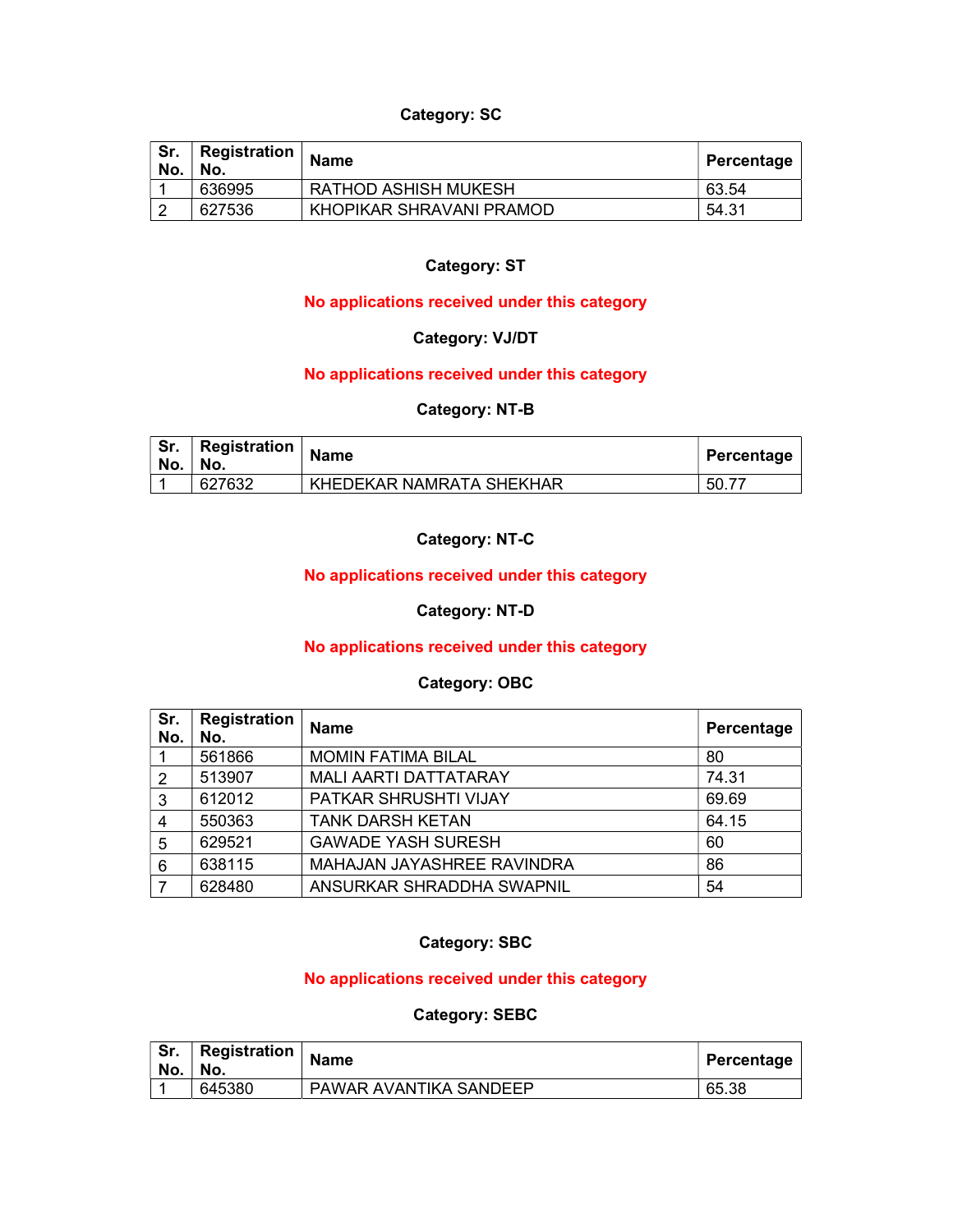**Category: SC**

| Sr. No. | Registration No. | Name | Percentage |
|---|---|---|---|
| 1 | 636995 | RATHOD ASHISH MUKESH | 63.54 |
| 2 | 627536 | KHOPIKAR SHRAVANI PRAMOD | 54.31 |

**Category: ST**

**No applications received under this category**

**Category: VJ/DT**

**No applications received under this category**

**Category: NT-B**

| Sr. No. | Registration No. | Name | Percentage |
|---|---|---|---|
| 1 | 627632 | KHEDEKAR NAMRATA SHEKHAR | 50.77 |

**Category: NT-C**

**No applications received under this category**

**Category: NT-D**

**No applications received under this category**

**Category: OBC**

| Sr. No. | Registration No. | Name | Percentage |
|---|---|---|---|
| 1 | 561866 | MOMIN FATIMA BILAL | 80 |
| 2 | 513907 | MALI AARTI DATTATARAY | 74.31 |
| 3 | 612012 | PATKAR SHRUSHTI VIJAY | 69.69 |
| 4 | 550363 | TANK DARSH KETAN | 64.15 |
| 5 | 629521 | GAWADE YASH SURESH | 60 |
| 6 | 638115 | MAHAJAN JAYASHREE RAVINDRA | 86 |
| 7 | 628480 | ANSURKAR SHRADDHA SWAPNIL | 54 |

**Category: SBC**

**No applications received under this category**

**Category: SEBC**

| Sr. No. | Registration No. | Name | Percentage |
|---|---|---|---|
| 1 | 645380 | PAWAR AVANTIKA SANDEEP | 65.38 |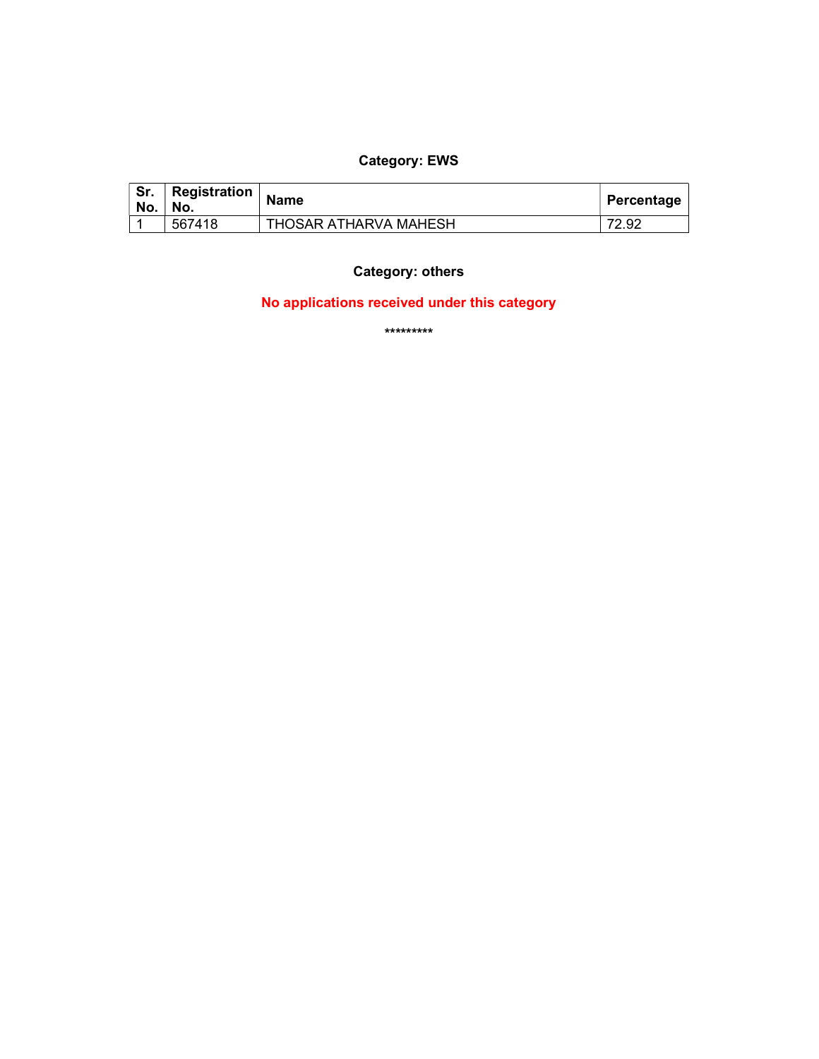**Category: EWS**

| Sr. No. | Registration No. | Name | Percentage |
|---|---|---|---|
| 1 | 567418 | THOSAR ATHARVA MAHESH | 72.92 |

**Category: others**

**No applications received under this category**

*********